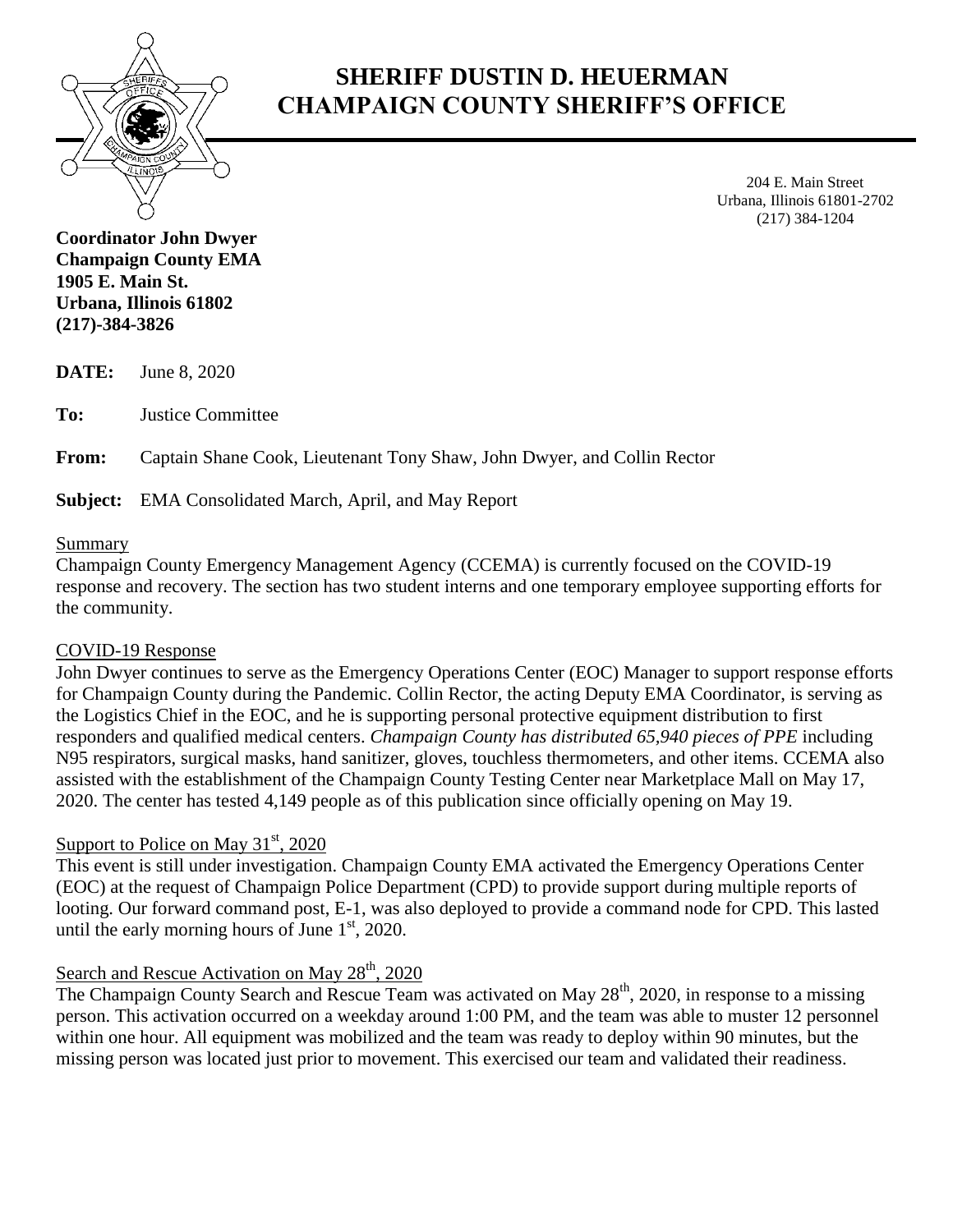# SHERIFF DUSTIN D. HEUERMAN
# CHAMPAIGN COUNTY SHERIFF'S OFFICE

204 E. Main Street
Urbana, Illinois 61801-2702
(217) 384-1204

**Coordinator John Dwyer**
**Champaign County EMA**
**1905 E. Main St.**
**Urbana, Illinois 61802**
**(217)-384-3826**

**DATE:** June 8, 2020

**To:** Justice Committee

**From:** Captain Shane Cook, Lieutenant Tony Shaw, John Dwyer, and Collin Rector

**Subject:** EMA Consolidated March, April, and May Report

## Summary

Champaign County Emergency Management Agency (CCEMA) is currently focused on the COVID-19 response and recovery. The section has two student interns and one temporary employee supporting efforts for the community.

## COVID-19 Response

John Dwyer continues to serve as the Emergency Operations Center (EOC) Manager to support response efforts for Champaign County during the Pandemic. Collin Rector, the acting Deputy EMA Coordinator, is serving as the Logistics Chief in the EOC, and he is supporting personal protective equipment distribution to first responders and qualified medical centers. *Champaign County has distributed 65,940 pieces of PPE* including N95 respirators, surgical masks, hand sanitizer, gloves, touchless thermometers, and other items. CCEMA also assisted with the establishment of the Champaign County Testing Center near Marketplace Mall on May 17, 2020. The center has tested 4,149 people as of this publication since officially opening on May 19.

## Support to Police on May 31st, 2020

This event is still under investigation. Champaign County EMA activated the Emergency Operations Center (EOC) at the request of Champaign Police Department (CPD) to provide support during multiple reports of looting. Our forward command post, E-1, was also deployed to provide a command node for CPD. This lasted until the early morning hours of June 1st, 2020.

## Search and Rescue Activation on May 28th, 2020

The Champaign County Search and Rescue Team was activated on May 28th, 2020, in response to a missing person. This activation occurred on a weekday around 1:00 PM, and the team was able to muster 12 personnel within one hour. All equipment was mobilized and the team was ready to deploy within 90 minutes, but the missing person was located just prior to movement. This exercised our team and validated their readiness.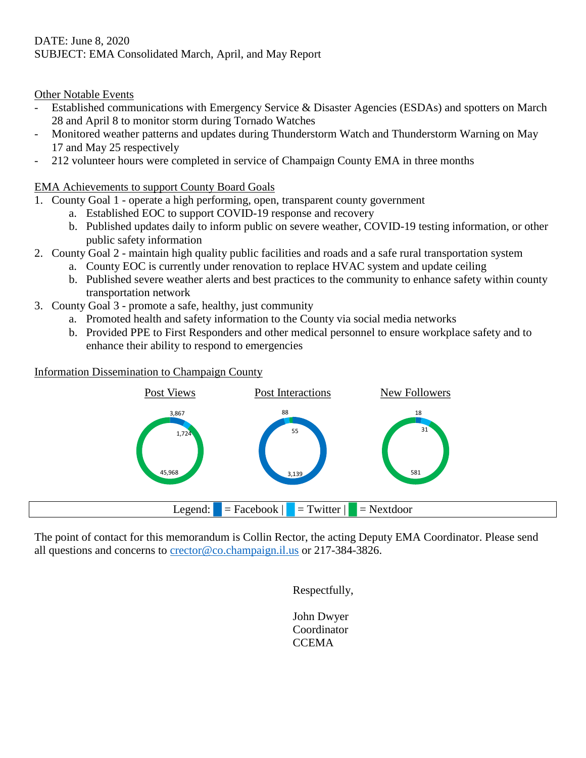DATE: June 8, 2020
SUBJECT: EMA Consolidated March, April, and May Report

Other Notable Events

- Established communications with Emergency Service & Disaster Agencies (ESDAs) and spotters on March 28 and April 8 to monitor storm during Tornado Watches
- Monitored weather patterns and updates during Thunderstorm Watch and Thunderstorm Warning on May 17 and May 25 respectively
- 212 volunteer hours were completed in service of Champaign County EMA in three months

EMA Achievements to support County Board Goals

1. County Goal 1 - operate a high performing, open, transparent county government
   a. Established EOC to support COVID-19 response and recovery
   b. Published updates daily to inform public on severe weather, COVID-19 testing information, or other public safety information
2. County Goal 2 - maintain high quality public facilities and roads and a safe rural transportation system
   a. County EOC is currently under renovation to replace HVAC system and update ceiling
   b. Published severe weather alerts and best practices to the community to enhance safety within county transportation network
3. County Goal 3 - promote a safe, healthy, just community
   a. Promoted health and safety information to the County via social media networks
   b. Provided PPE to First Responders and other medical personnel to ensure workplace safety and to enhance their ability to respond to emergencies

Information Dissemination to Champaign County

Post Views
3,867
1,724
45,968

Post Interactions
88
55
3,139

New Followers
18
31
581

Legend: = Facebook | = Twitter | = Nextdoor

The point of contact for this memorandum is Collin Rector, the acting Deputy EMA Coordinator. Please send all questions and concerns to crector@co.champaign.il.us or 217-384-3826.

Respectfully,

John Dwyer
Coordinator
CCEMA